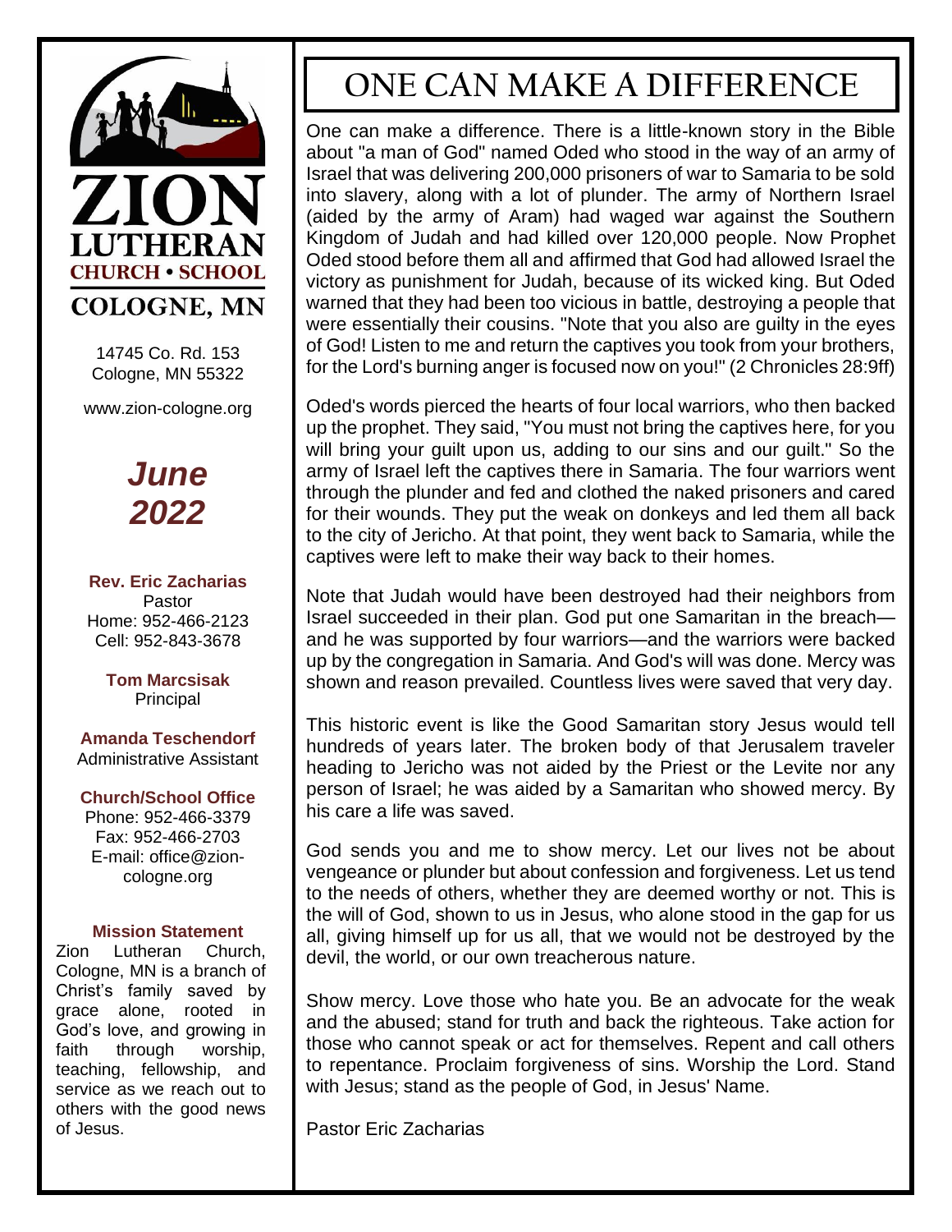# ZION LUTHERAN

**CHURCH • SCHOOL**

**COLOGNE, MN**

14745 Co. Rd. 153
Cologne, MN 55322

www.zion-cologne.org

***June 2022***

**Rev. Eric Zacharias**
Pastor
Home: 952-466-2123
Cell: 952-843-3678

**Tom Marcsisak**
Principal

**Amanda Teschendorf**
Administrative Assistant

**Church/School Office**
Phone: 952-466-3379
Fax: 952-466-2703
E-mail: office@zion-cologne.org

**Mission Statement**

Zion Lutheran Church, Cologne, MN is a branch of Christ's family saved by grace alone, rooted in God's love, and growing in faith through worship, teaching, fellowship, and service as we reach out to others with the good news of Jesus.

# ONE CAN MAKE A DIFFERENCE

One can make a difference. There is a little-known story in the Bible about "a man of God" named Oded who stood in the way of an army of Israel that was delivering 200,000 prisoners of war to Samaria to be sold into slavery, along with a lot of plunder. The army of Northern Israel (aided by the army of Aram) had waged war against the Southern Kingdom of Judah and had killed over 120,000 people. Now Prophet Oded stood before them all and affirmed that God had allowed Israel the victory as punishment for Judah, because of its wicked king. But Oded warned that they had been too vicious in battle, destroying a people that were essentially their cousins. "Note that you also are guilty in the eyes of God! Listen to me and return the captives you took from your brothers, for the Lord's burning anger is focused now on you!" (2 Chronicles 28:9ff)

Oded's words pierced the hearts of four local warriors, who then backed up the prophet. They said, "You must not bring the captives here, for you will bring your guilt upon us, adding to our sins and our guilt." So the army of Israel left the captives there in Samaria. The four warriors went through the plunder and fed and clothed the naked prisoners and cared for their wounds. They put the weak on donkeys and led them all back to the city of Jericho. At that point, they went back to Samaria, while the captives were left to make their way back to their homes.

Note that Judah would have been destroyed had their neighbors from Israel succeeded in their plan. God put one Samaritan in the breach—and he was supported by four warriors—and the warriors were backed up by the congregation in Samaria. And God's will was done. Mercy was shown and reason prevailed. Countless lives were saved that very day.

This historic event is like the Good Samaritan story Jesus would tell hundreds of years later. The broken body of that Jerusalem traveler heading to Jericho was not aided by the Priest or the Levite nor any person of Israel; he was aided by a Samaritan who showed mercy. By his care a life was saved.

God sends you and me to show mercy. Let our lives not be about vengeance or plunder but about confession and forgiveness. Let us tend to the needs of others, whether they are deemed worthy or not. This is the will of God, shown to us in Jesus, who alone stood in the gap for us all, giving himself up for us all, that we would not be destroyed by the devil, the world, or our own treacherous nature.

Show mercy. Love those who hate you. Be an advocate for the weak and the abused; stand for truth and back the righteous. Take action for those who cannot speak or act for themselves. Repent and call others to repentance. Proclaim forgiveness of sins. Worship the Lord. Stand with Jesus; stand as the people of God, in Jesus' Name.

Pastor Eric Zacharias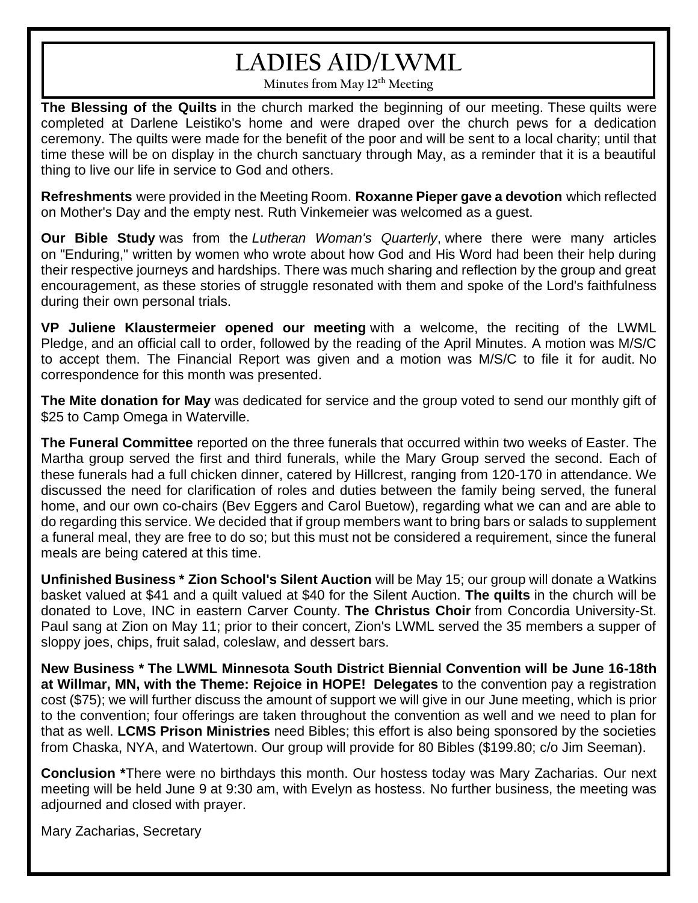# LADIES AID/LWML

Minutes from May 12th Meeting

**The Blessing of the Quilts** in the church marked the beginning of our meeting. These quilts were completed at Darlene Leistiko's home and were draped over the church pews for a dedication ceremony. The quilts were made for the benefit of the poor and will be sent to a local charity; until that time these will be on display in the church sanctuary through May, as a reminder that it is a beautiful thing to live our life in service to God and others.

**Refreshments** were provided in the Meeting Room. **Roxanne Pieper gave a devotion** which reflected on Mother's Day and the empty nest. Ruth Vinkemeier was welcomed as a guest.

**Our Bible Study** was from the *Lutheran Woman's Quarterly*, where there were many articles on "Enduring," written by women who wrote about how God and His Word had been their help during their respective journeys and hardships. There was much sharing and reflection by the group and great encouragement, as these stories of struggle resonated with them and spoke of the Lord's faithfulness during their own personal trials.

**VP Juliene Klaustermeier opened our meeting** with a welcome, the reciting of the LWML Pledge, and an official call to order, followed by the reading of the April Minutes. A motion was M/S/C to accept them. The Financial Report was given and a motion was M/S/C to file it for audit. No correspondence for this month was presented.

**The Mite donation for May** was dedicated for service and the group voted to send our monthly gift of $25 to Camp Omega in Waterville.

**The Funeral Committee** reported on the three funerals that occurred within two weeks of Easter. The Martha group served the first and third funerals, while the Mary Group served the second. Each of these funerals had a full chicken dinner, catered by Hillcrest, ranging from 120-170 in attendance. We discussed the need for clarification of roles and duties between the family being served, the funeral home, and our own co-chairs (Bev Eggers and Carol Buetow), regarding what we can and are able to do regarding this service. We decided that if group members want to bring bars or salads to supplement a funeral meal, they are free to do so; but this must not be considered a requirement, since the funeral meals are being catered at this time.

**Unfinished Business * Zion School's Silent Auction** will be May 15; our group will donate a Watkins basket valued at $41 and a quilt valued at $40 for the Silent Auction. **The quilts** in the church will be donated to Love, INC in eastern Carver County. **The Christus Choir** from Concordia University-St. Paul sang at Zion on May 11; prior to their concert, Zion's LWML served the 35 members a supper of sloppy joes, chips, fruit salad, coleslaw, and dessert bars.

**New Business * The LWML Minnesota South District Biennial Convention will be June 16-18th at Willmar, MN, with the Theme: Rejoice in HOPE! Delegates** to the convention pay a registration cost ($75); we will further discuss the amount of support we will give in our June meeting, which is prior to the convention; four offerings are taken throughout the convention as well and we need to plan for that as well. **LCMS Prison Ministries** need Bibles; this effort is also being sponsored by the societies from Chaska, NYA, and Watertown. Our group will provide for 80 Bibles ($199.80; c/o Jim Seeman).

**Conclusion ***There were no birthdays this month. Our hostess today was Mary Zacharias. Our next meeting will be held June 9 at 9:30 am, with Evelyn as hostess. No further business, the meeting was adjourned and closed with prayer.

Mary Zacharias, Secretary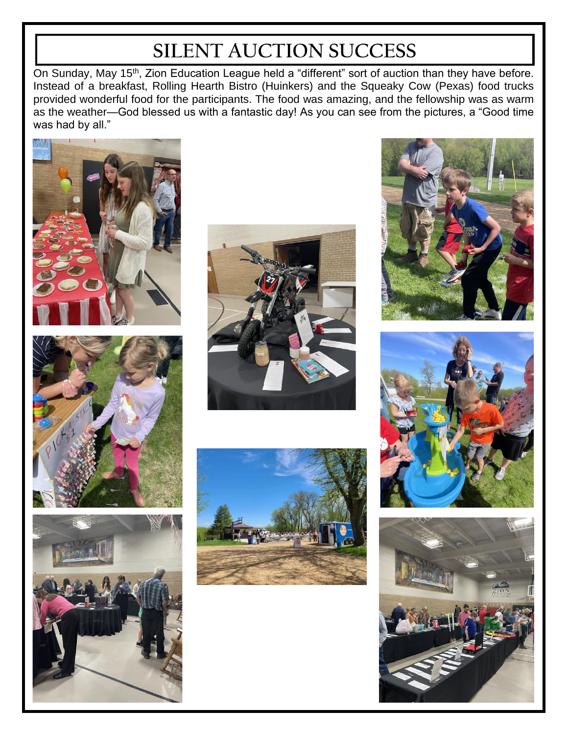# SILENT AUCTION SUCCESS

On Sunday, May 15th, Zion Education League held a "different" sort of auction than they have before. Instead of a breakfast, Rolling Hearth Bistro (Huinkers) and the Squeaky Cow (Pexas) food trucks provided wonderful food for the participants. The food was amazing, and the fellowship was as warm as the weather—God blessed us with a fantastic day! As you can see from the pictures, a "Good time was had by all."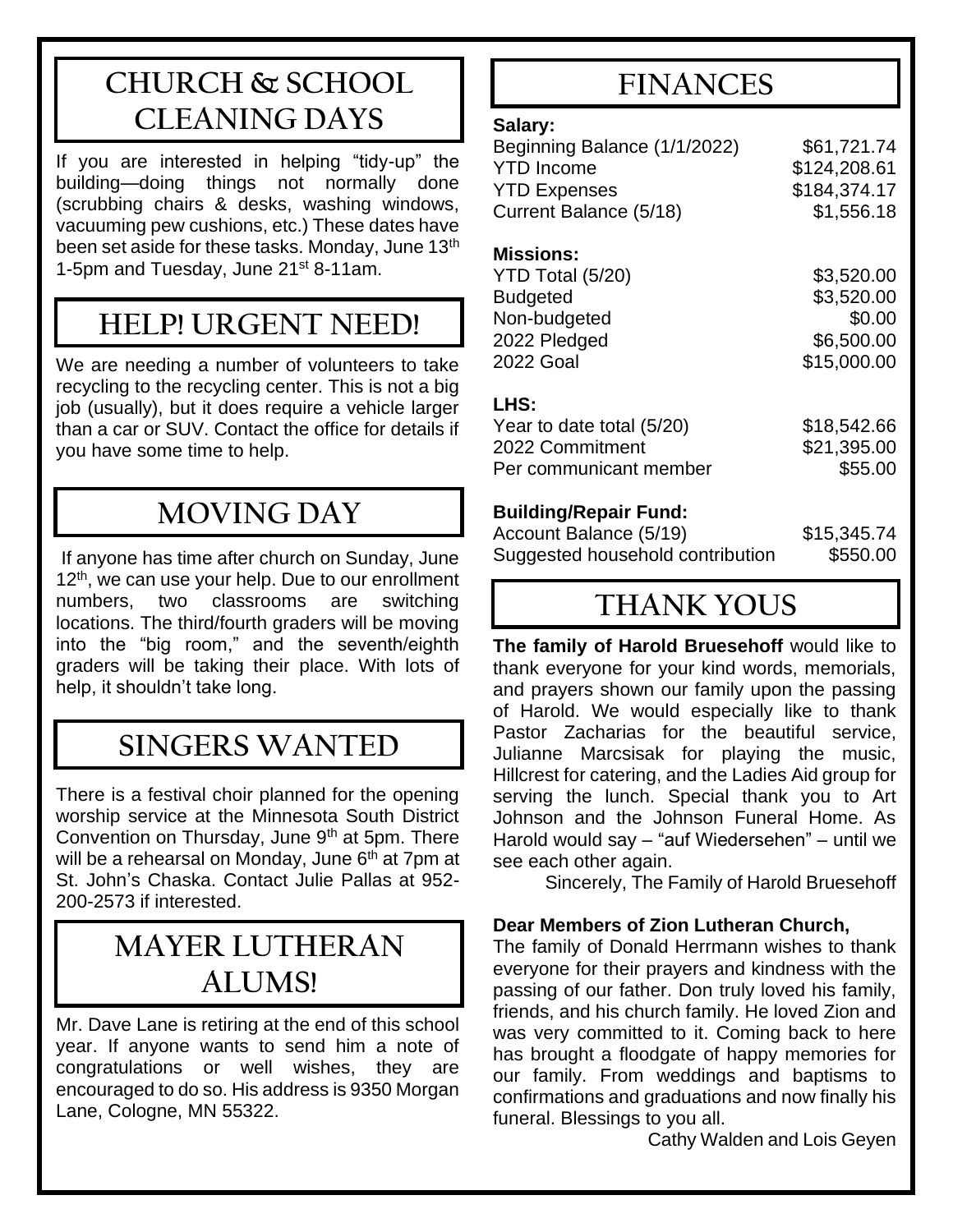## CHURCH & SCHOOL CLEANING DAYS

If you are interested in helping "tidy-up" the building—doing things not normally done (scrubbing chairs & desks, washing windows, vacuuming pew cushions, etc.) These dates have been set aside for these tasks. Monday, June 13th 1-5pm and Tuesday, June 21st 8-11am.

## HELP! URGENT NEED!

We are needing a number of volunteers to take recycling to the recycling center. This is not a big job (usually), but it does require a vehicle larger than a car or SUV. Contact the office for details if you have some time to help.

## MOVING DAY

If anyone has time after church on Sunday, June 12th, we can use your help. Due to our enrollment numbers, two classrooms are switching locations. The third/fourth graders will be moving into the "big room," and the seventh/eighth graders will be taking their place. With lots of help, it shouldn't take long.

## SINGERS WANTED

There is a festival choir planned for the opening worship service at the Minnesota South District Convention on Thursday, June 9th at 5pm. There will be a rehearsal on Monday, June 6th at 7pm at St. John's Chaska. Contact Julie Pallas at 952-200-2573 if interested.

## MAYER LUTHERAN ALUMS!

Mr. Dave Lane is retiring at the end of this school year. If anyone wants to send him a note of congratulations or well wishes, they are encouraged to do so. His address is 9350 Morgan Lane, Cologne, MN 55322.

## FINANCES

**Salary:**

| | |
|---|---|
| Beginning Balance (1/1/2022) | $61,721.74 |
| YTD Income | $124,208.61 |
| YTD Expenses | $184,374.17 |
| Current Balance (5/18) | $1,556.18 |

**Missions:**

| | |
|---|---|
| YTD Total (5/20) | $3,520.00 |
| Budgeted | $3,520.00 |
| Non-budgeted | $0.00 |
| 2022 Pledged | $6,500.00 |
| 2022 Goal | $15,000.00 |

**LHS:**

| | |
|---|---|
| Year to date total (5/20) | $18,542.66 |
| 2022 Commitment | $21,395.00 |
| Per communicant member | $55.00 |

**Building/Repair Fund:**

| | |
|---|---|
| Account Balance (5/19) | $15,345.74 |
| Suggested household contribution | $550.00 |

## THANK YOUS

**The family of Harold Bruesehoff** would like to thank everyone for your kind words, memorials, and prayers shown our family upon the passing of Harold. We would especially like to thank Pastor Zacharias for the beautiful service, Julianne Marcsisak for playing the music, Hillcrest for catering, and the Ladies Aid group for serving the lunch. Special thank you to Art Johnson and the Johnson Funeral Home. As Harold would say – "auf Wiedersehen" – until we see each other again.

Sincerely, The Family of Harold Bruesehoff

**Dear Members of Zion Lutheran Church,**

The family of Donald Herrmann wishes to thank everyone for their prayers and kindness with the passing of our father. Don truly loved his family, friends, and his church family. He loved Zion and was very committed to it. Coming back to here has brought a floodgate of happy memories for our family. From weddings and baptisms to confirmations and graduations and now finally his funeral. Blessings to you all.

Cathy Walden and Lois Geyen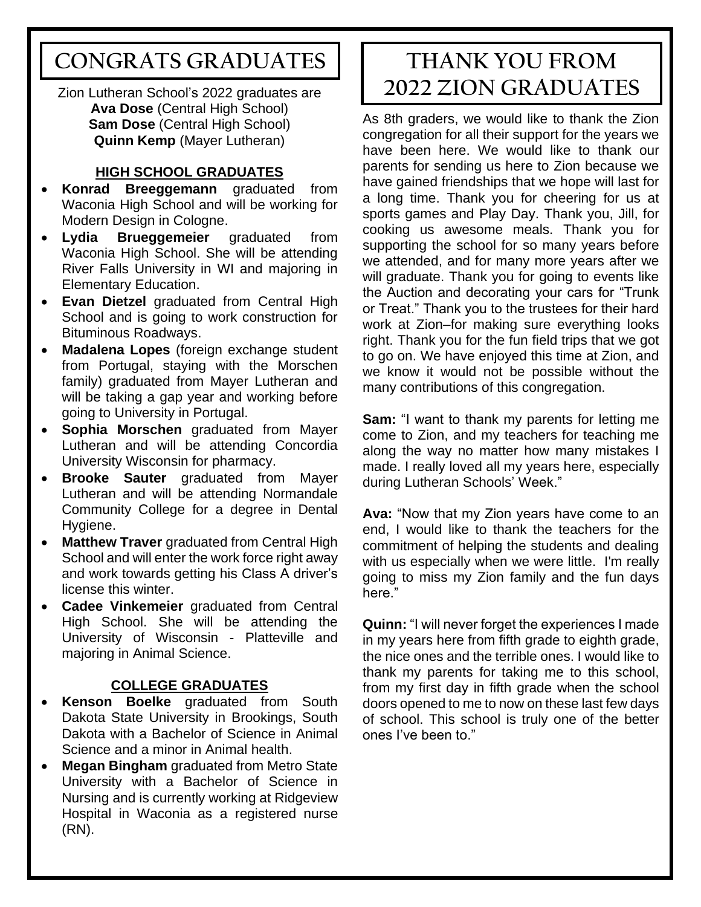# CONGRATS GRADUATES

Zion Lutheran School's 2022 graduates are
**Ava Dose** (Central High School)
**Sam Dose** (Central High School)
**Quinn Kemp** (Mayer Lutheran)

## HIGH SCHOOL GRADUATES

- **Konrad Breeggemann** graduated from Waconia High School and will be working for Modern Design in Cologne.
- **Lydia Brueggemeier** graduated from Waconia High School. She will be attending River Falls University in WI and majoring in Elementary Education.
- **Evan Dietzel** graduated from Central High School and is going to work construction for Bituminous Roadways.
- **Madalena Lopes** (foreign exchange student from Portugal, staying with the Morschen family) graduated from Mayer Lutheran and will be taking a gap year and working before going to University in Portugal.
- **Sophia Morschen** graduated from Mayer Lutheran and will be attending Concordia University Wisconsin for pharmacy.
- **Brooke Sauter** graduated from Mayer Lutheran and will be attending Normandale Community College for a degree in Dental Hygiene.
- **Matthew Traver** graduated from Central High School and will enter the work force right away and work towards getting his Class A driver's license this winter.
- **Cadee Vinkemeier** graduated from Central High School. She will be attending the University of Wisconsin - Platteville and majoring in Animal Science.

## COLLEGE GRADUATES

- **Kenson Boelke** graduated from South Dakota State University in Brookings, South Dakota with a Bachelor of Science in Animal Science and a minor in Animal health.
- **Megan Bingham** graduated from Metro State University with a Bachelor of Science in Nursing and is currently working at Ridgeview Hospital in Waconia as a registered nurse (RN).

# THANK YOU FROM 2022 ZION GRADUATES

As 8th graders, we would like to thank the Zion congregation for all their support for the years we have been here. We would like to thank our parents for sending us here to Zion because we have gained friendships that we hope will last for a long time. Thank you for cheering for us at sports games and Play Day. Thank you, Jill, for cooking us awesome meals. Thank you for supporting the school for so many years before we attended, and for many more years after we will graduate. Thank you for going to events like the Auction and decorating your cars for "Trunk or Treat." Thank you to the trustees for their hard work at Zion–for making sure everything looks right. Thank you for the fun field trips that we got to go on. We have enjoyed this time at Zion, and we know it would not be possible without the many contributions of this congregation.

**Sam:** "I want to thank my parents for letting me come to Zion, and my teachers for teaching me along the way no matter how many mistakes I made. I really loved all my years here, especially during Lutheran Schools' Week."

**Ava:** "Now that my Zion years have come to an end, I would like to thank the teachers for the commitment of helping the students and dealing with us especially when we were little. I'm really going to miss my Zion family and the fun days here."

**Quinn:** "I will never forget the experiences I made in my years here from fifth grade to eighth grade, the nice ones and the terrible ones. I would like to thank my parents for taking me to this school, from my first day in fifth grade when the school doors opened to me to now on these last few days of school. This school is truly one of the better ones I've been to."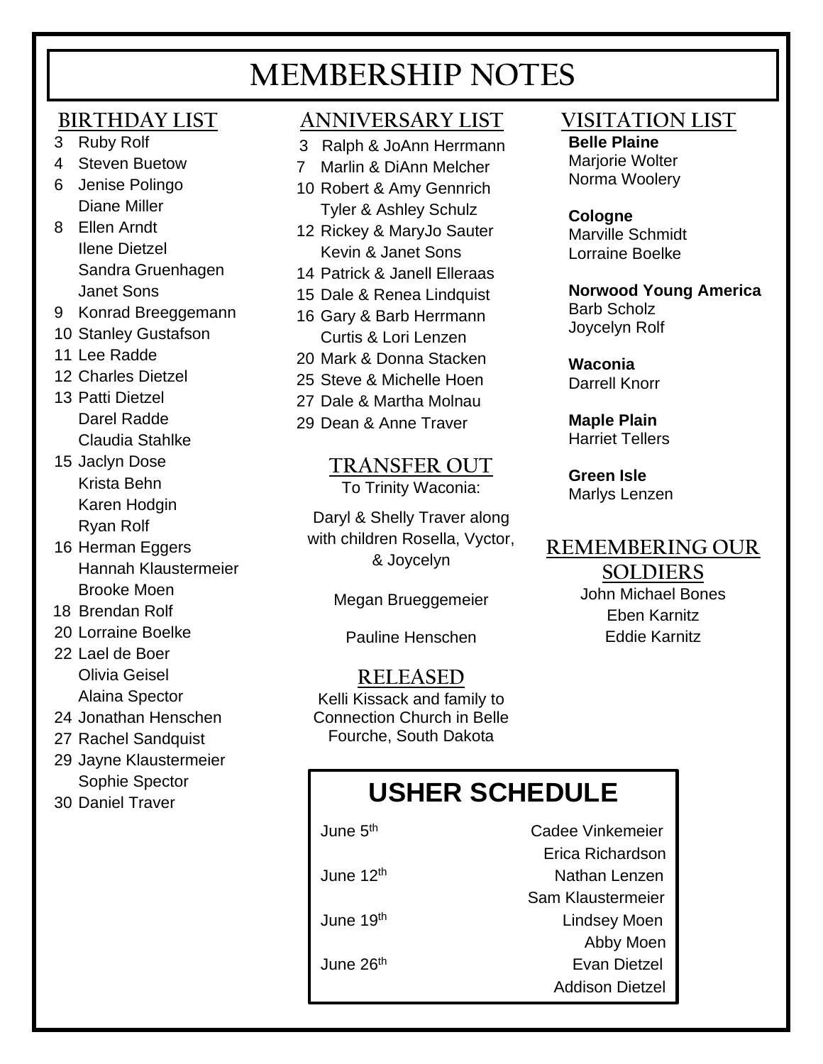# MEMBERSHIP NOTES

## BIRTHDAY LIST

- 3 Ruby Rolf
- 4 Steven Buetow
- 6 Jenise Polingo
  - Diane Miller
- 8 Ellen Arndt
  - Ilene Dietzel
  - Sandra Gruenhagen
  - Janet Sons
- 9 Konrad Breeggemann
- 10 Stanley Gustafson
- 11 Lee Radde
- 12 Charles Dietzel
- 13 Patti Dietzel
  - Darel Radde
  - Claudia Stahlke
- 15 Jaclyn Dose
  - Krista Behn
  - Karen Hodgin
  - Ryan Rolf
- 16 Herman Eggers
  - Hannah Klaustermeier
  - Brooke Moen
- 18 Brendan Rolf
- 20 Lorraine Boelke
- 22 Lael de Boer
  - Olivia Geisel
  - Alaina Spector
- 24 Jonathan Henschen
- 27 Rachel Sandquist
- 29 Jayne Klaustermeier
  - Sophie Spector
- 30 Daniel Traver

## ANNIVERSARY LIST

- 3 Ralph & JoAnn Herrmann
- 7 Marlin & DiAnn Melcher
- 10 Robert & Amy Gennrich
  - Tyler & Ashley Schulz
- 12 Rickey & MaryJo Sauter
  - Kevin & Janet Sons
- 14 Patrick & Janell Elleraas
- 15 Dale & Renea Lindquist
- 16 Gary & Barb Herrmann
  - Curtis & Lori Lenzen
- 20 Mark & Donna Stacken
- 25 Steve & Michelle Hoen
- 27 Dale & Martha Molnau
- 29 Dean & Anne Traver

## TRANSFER OUT

To Trinity Waconia:

Daryl & Shelly Traver along with children Rosella, Vyctor, & Joycelyn

Megan Brueggemeier

Pauline Henschen

## RELEASED

Kelli Kissack and family to Connection Church in Belle Fourche, South Dakota

## VISITATION LIST

**Belle Plaine**
Marjorie Wolter
Norma Woolery

**Cologne**
Marville Schmidt
Lorraine Boelke

**Norwood Young America**
Barb Scholz
Joycelyn Rolf

**Waconia**
Darrell Knorr

**Maple Plain**
Harriet Tellers

**Green Isle**
Marlys Lenzen

## REMEMBERING OUR SOLDIERS

John Michael Bones
Eben Karnitz
Eddie Karnitz

## USHER SCHEDULE

| Date | Ushers |
|---|---|
| June 5th | Cadee Vinkemeier, Erica Richardson |
| June 12th | Nathan Lenzen, Sam Klaustermeier |
| June 19th | Lindsey Moen, Abby Moen |
| June 26th | Evan Dietzel, Addison Dietzel |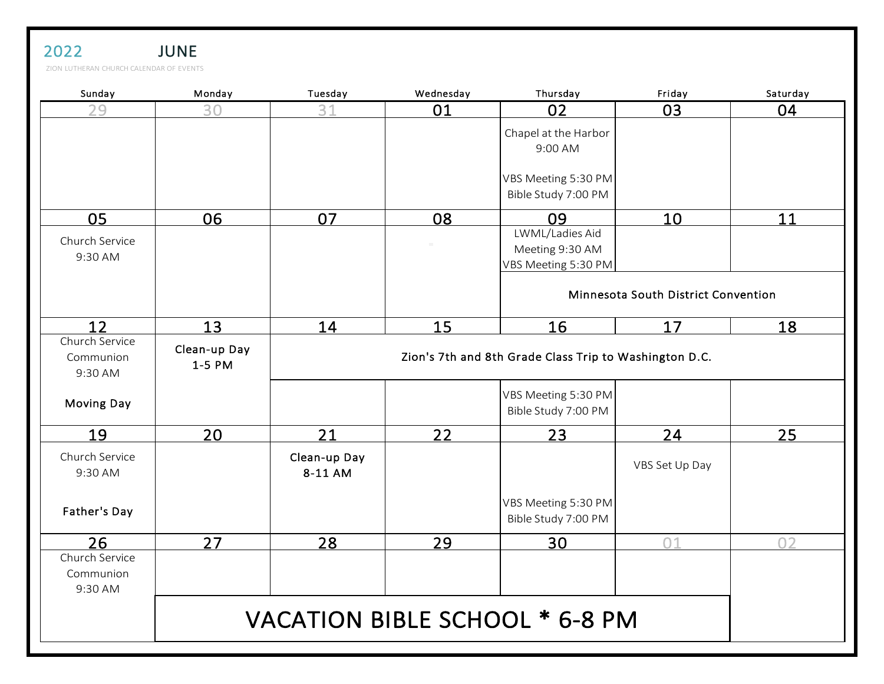# 2022 JUNE

ZION LUTHERAN CHURCH CALENDAR OF EVENTS

| Sunday | Monday | Tuesday | Wednesday | Thursday | Friday | Saturday |
|---|---|---|---|---|---|---|
| 29 | 30 | 31 | 01 | 02 | 03 | 04 |
| | | | | Chapel at the Harbor 9:00 AM<br><br>VBS Meeting 5:30 PM<br>Bible Study 7:00 PM | | |
| 05 | 06 | 07 | 08 | 09 | 10 | 11 |
| Church Service 9:30 AM | | | | LWML/Ladies Aid Meeting 9:30 AM<br>VBS Meeting 5:30 PM<br><br>Minnesota South District Convention | Minnesota South District Convention | Minnesota South District Convention |
| 12 | 13 | 14 | 15 | 16 | 17 | 18 |
| Church Service Communion 9:30 AM<br><br>**Moving Day** | **Clean-up Day 1-5 PM** | **Zion's 7th and 8th Grade Class Trip to Washington D.C.** | **Zion's 7th and 8th Grade Class Trip to Washington D.C.** | **Zion's 7th and 8th Grade Class Trip to Washington D.C.**<br><br>VBS Meeting 5:30 PM<br>Bible Study 7:00 PM | **Zion's 7th and 8th Grade Class Trip to Washington D.C.** | **Zion's 7th and 8th Grade Class Trip to Washington D.C.** |
| 19 | 20 | 21 | 22 | 23 | 24 | 25 |
| Church Service 9:30 AM<br><br>**Father's Day** | | **Clean-up Day 8-11 AM** | | VBS Meeting 5:30 PM<br>Bible Study 7:00 PM | VBS Set Up Day | |
| 26 | 27 | 28 | 29 | 30 | 01 | 02 |
| Church Service Communion 9:30 AM | VACATION BIBLE SCHOOL * 6-8 PM | VACATION BIBLE SCHOOL * 6-8 PM | VACATION BIBLE SCHOOL * 6-8 PM | VACATION BIBLE SCHOOL * 6-8 PM | VACATION BIBLE SCHOOL * 6-8 PM | |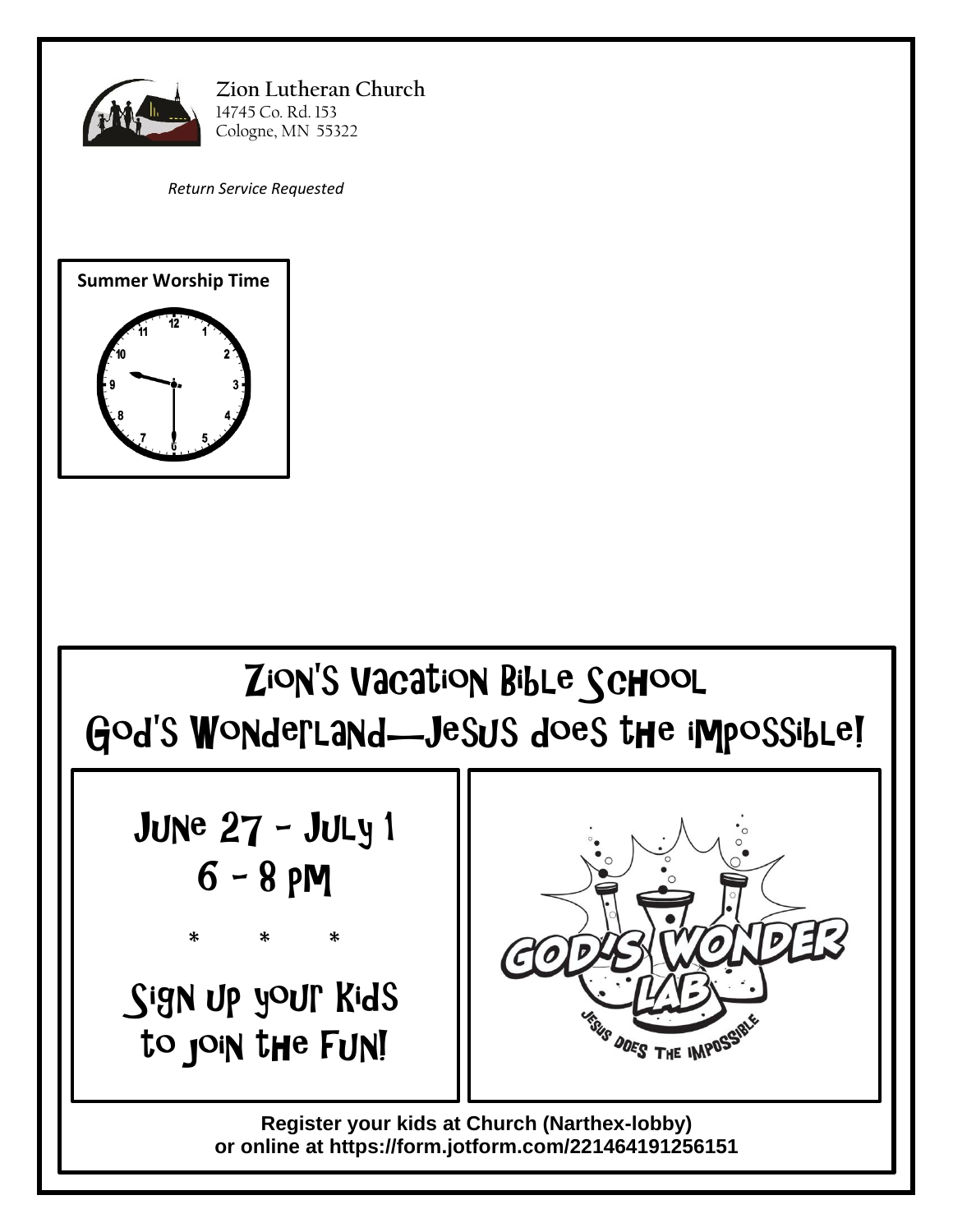**Zion Lutheran Church**
14745 Co. Rd. 153
Cologne, MN 55322

*Return Service Requested*

**Summer Worship Time**

# Zion's Vacation Bible School

## God's Wonderland—Jesus does the impossible!

June 27 - July 1
6 - 8 pm

\* \* \*

Sign up your kids to join the fun!

GOD'S WONDER LAB
JESUS DOES THE IMPOSSIBLE

**Register your kids at Church (Narthex-lobby)**
**or online at https://form.jotform.com/221464191256151**